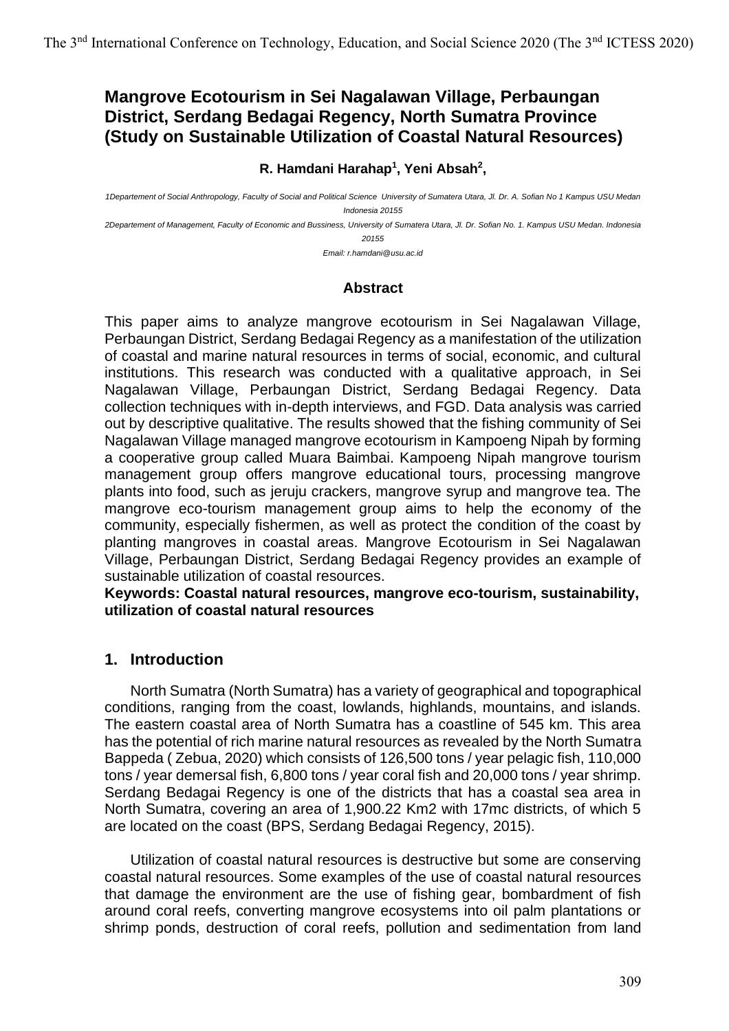# Mangrove Ecotourism in Sei Nagalawan Village, Perbaungan District, Serdang Bedagai Regency, North Sumatra Province (Study on Sustainable Utilization of Coastal Natural Resources)

**R. Hamdani Harahap[1], Yeni Absah[2],**

*1Departement of Social Anthropology, Faculty of Social and Political Science University of Sumatera Utara, Jl. Dr. A. Sofian No 1 Kampus USU Medan Indonesia 20155*

*2Departement of Management, Faculty of Economic and Bussiness, University of Sumatera Utara, Jl. Dr. Sofian No. 1. Kampus USU Medan. Indonesia 20155*

*Email: r.hamdani@usu.ac.id*

### Abstract

This paper aims to analyze mangrove ecotourism in Sei Nagalawan Village, Perbaungan District, Serdang Bedagai Regency as a manifestation of the utilization of coastal and marine natural resources in terms of social, economic, and cultural institutions. This research was conducted with a qualitative approach, in Sei Nagalawan Village, Perbaungan District, Serdang Bedagai Regency. Data collection techniques with in-depth interviews, and FGD. Data analysis was carried out by descriptive qualitative. The results showed that the fishing community of Sei Nagalawan Village managed mangrove ecotourism in Kampoeng Nipah by forming a cooperative group called Muara Baimbai. Kampoeng Nipah mangrove tourism management group offers mangrove educational tours, processing mangrove plants into food, such as jeruju crackers, mangrove syrup and mangrove tea. The mangrove eco-tourism management group aims to help the economy of the community, especially fishermen, as well as protect the condition of the coast by planting mangroves in coastal areas. Mangrove Ecotourism in Sei Nagalawan Village, Perbaungan District, Serdang Bedagai Regency provides an example of sustainable utilization of coastal resources.

**Keywords: Coastal natural resources, mangrove eco-tourism, sustainability, utilization of coastal natural resources**

## 1. Introduction

North Sumatra (North Sumatra) has a variety of geographical and topographical conditions, ranging from the coast, lowlands, highlands, mountains, and islands. The eastern coastal area of North Sumatra has a coastline of 545 km. This area has the potential of rich marine natural resources as revealed by the North Sumatra Bappeda ( Zebua, 2020) which consists of 126,500 tons / year pelagic fish, 110,000 tons / year demersal fish, 6,800 tons / year coral fish and 20,000 tons / year shrimp. Serdang Bedagai Regency is one of the districts that has a coastal sea area in North Sumatra, covering an area of 1,900.22 Km2 with 17mc districts, of which 5 are located on the coast (BPS, Serdang Bedagai Regency, 2015).

Utilization of coastal natural resources is destructive but some are conserving coastal natural resources. Some examples of the use of coastal natural resources that damage the environment are the use of fishing gear, bombardment of fish around coral reefs, converting mangrove ecosystems into oil palm plantations or shrimp ponds, destruction of coral reefs, pollution and sedimentation from land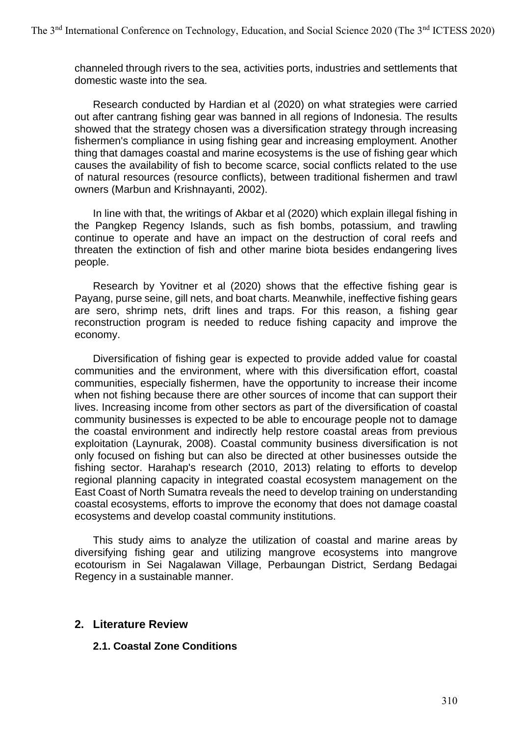channeled through rivers to the sea, activities ports, industries and settlements that domestic waste into the sea.

Research conducted by Hardian et al (2020) on what strategies were carried out after cantrang fishing gear was banned in all regions of Indonesia. The results showed that the strategy chosen was a diversification strategy through increasing fishermen's compliance in using fishing gear and increasing employment. Another thing that damages coastal and marine ecosystems is the use of fishing gear which causes the availability of fish to become scarce, social conflicts related to the use of natural resources (resource conflicts), between traditional fishermen and trawl owners (Marbun and Krishnayanti, 2002).

In line with that, the writings of Akbar et al (2020) which explain illegal fishing in the Pangkep Regency Islands, such as fish bombs, potassium, and trawling continue to operate and have an impact on the destruction of coral reefs and threaten the extinction of fish and other marine biota besides endangering lives people.

Research by Yovitner et al (2020) shows that the effective fishing gear is Payang, purse seine, gill nets, and boat charts. Meanwhile, ineffective fishing gears are sero, shrimp nets, drift lines and traps. For this reason, a fishing gear reconstruction program is needed to reduce fishing capacity and improve the economy.

Diversification of fishing gear is expected to provide added value for coastal communities and the environment, where with this diversification effort, coastal communities, especially fishermen, have the opportunity to increase their income when not fishing because there are other sources of income that can support their lives. Increasing income from other sectors as part of the diversification of coastal community businesses is expected to be able to encourage people not to damage the coastal environment and indirectly help restore coastal areas from previous exploitation (Laynurak, 2008). Coastal community business diversification is not only focused on fishing but can also be directed at other businesses outside the fishing sector. Harahap's research (2010, 2013) relating to efforts to develop regional planning capacity in integrated coastal ecosystem management on the East Coast of North Sumatra reveals the need to develop training on understanding coastal ecosystems, efforts to improve the economy that does not damage coastal ecosystems and develop coastal community institutions.

This study aims to analyze the utilization of coastal and marine areas by diversifying fishing gear and utilizing mangrove ecosystems into mangrove ecotourism in Sei Nagalawan Village, Perbaungan District, Serdang Bedagai Regency in a sustainable manner.

## 2. Literature Review

### 2.1. Coastal Zone Conditions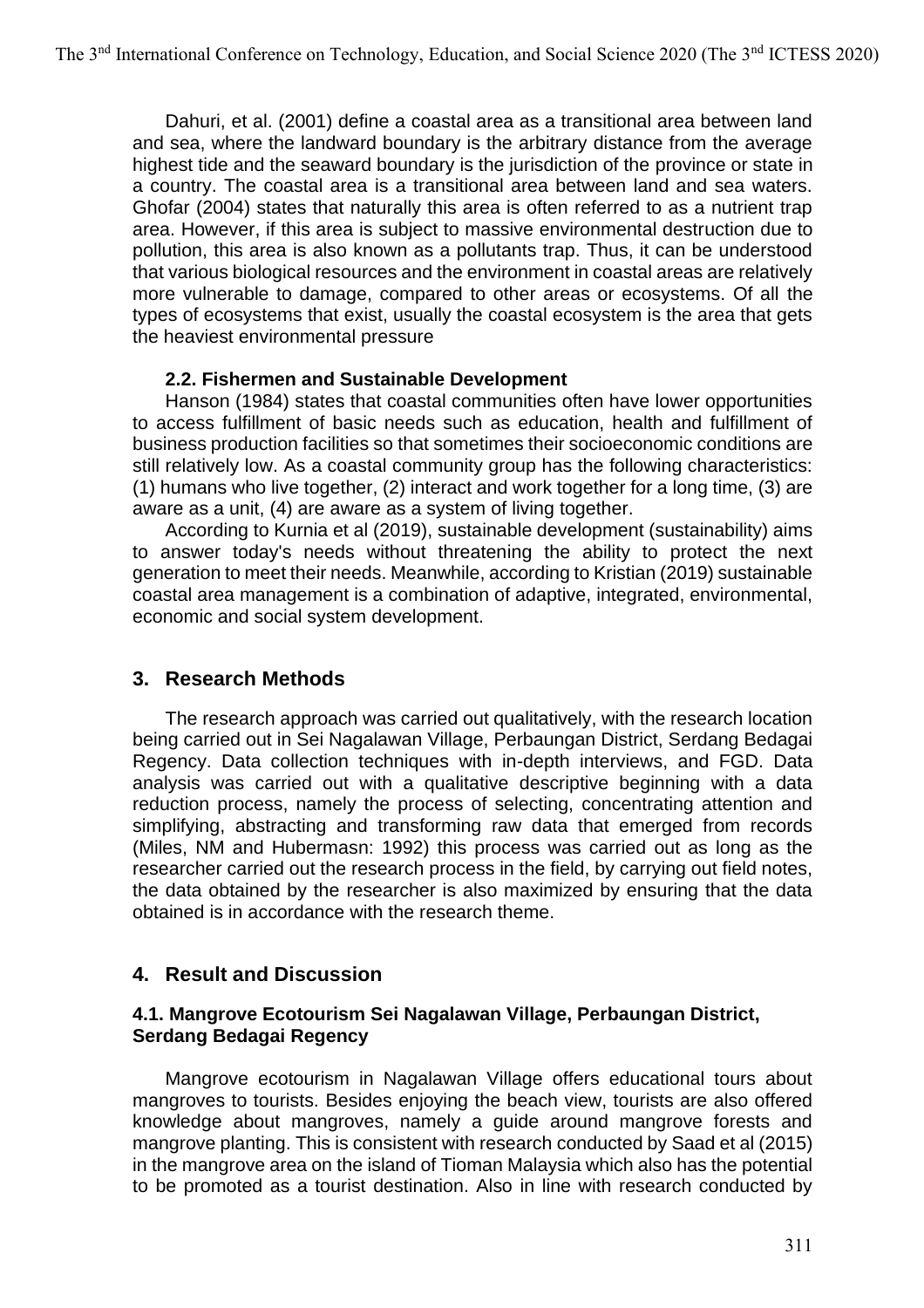Dahuri, et al. (2001) define a coastal area as a transitional area between land and sea, where the landward boundary is the arbitrary distance from the average highest tide and the seaward boundary is the jurisdiction of the province or state in a country. The coastal area is a transitional area between land and sea waters. Ghofar (2004) states that naturally this area is often referred to as a nutrient trap area. However, if this area is subject to massive environmental destruction due to pollution, this area is also known as a pollutants trap. Thus, it can be understood that various biological resources and the environment in coastal areas are relatively more vulnerable to damage, compared to other areas or ecosystems. Of all the types of ecosystems that exist, usually the coastal ecosystem is the area that gets the heaviest environmental pressure

### 2.2. Fishermen and Sustainable Development

Hanson (1984) states that coastal communities often have lower opportunities to access fulfillment of basic needs such as education, health and fulfillment of business production facilities so that sometimes their socioeconomic conditions are still relatively low. As a coastal community group has the following characteristics: (1) humans who live together, (2) interact and work together for a long time, (3) are aware as a unit, (4) are aware as a system of living together.

According to Kurnia et al (2019), sustainable development (sustainability) aims to answer today's needs without threatening the ability to protect the next generation to meet their needs. Meanwhile, according to Kristian (2019) sustainable coastal area management is a combination of adaptive, integrated, environmental, economic and social system development.

## 3. Research Methods

The research approach was carried out qualitatively, with the research location being carried out in Sei Nagalawan Village, Perbaungan District, Serdang Bedagai Regency. Data collection techniques with in-depth interviews, and FGD. Data analysis was carried out with a qualitative descriptive beginning with a data reduction process, namely the process of selecting, concentrating attention and simplifying, abstracting and transforming raw data that emerged from records (Miles, NM and Hubermasn: 1992) this process was carried out as long as the researcher carried out the research process in the field, by carrying out field notes, the data obtained by the researcher is also maximized by ensuring that the data obtained is in accordance with the research theme.

## 4. Result and Discussion

### 4.1. Mangrove Ecotourism Sei Nagalawan Village, Perbaungan District, Serdang Bedagai Regency

Mangrove ecotourism in Nagalawan Village offers educational tours about mangroves to tourists. Besides enjoying the beach view, tourists are also offered knowledge about mangroves, namely a guide around mangrove forests and mangrove planting. This is consistent with research conducted by Saad et al (2015) in the mangrove area on the island of Tioman Malaysia which also has the potential to be promoted as a tourist destination. Also in line with research conducted by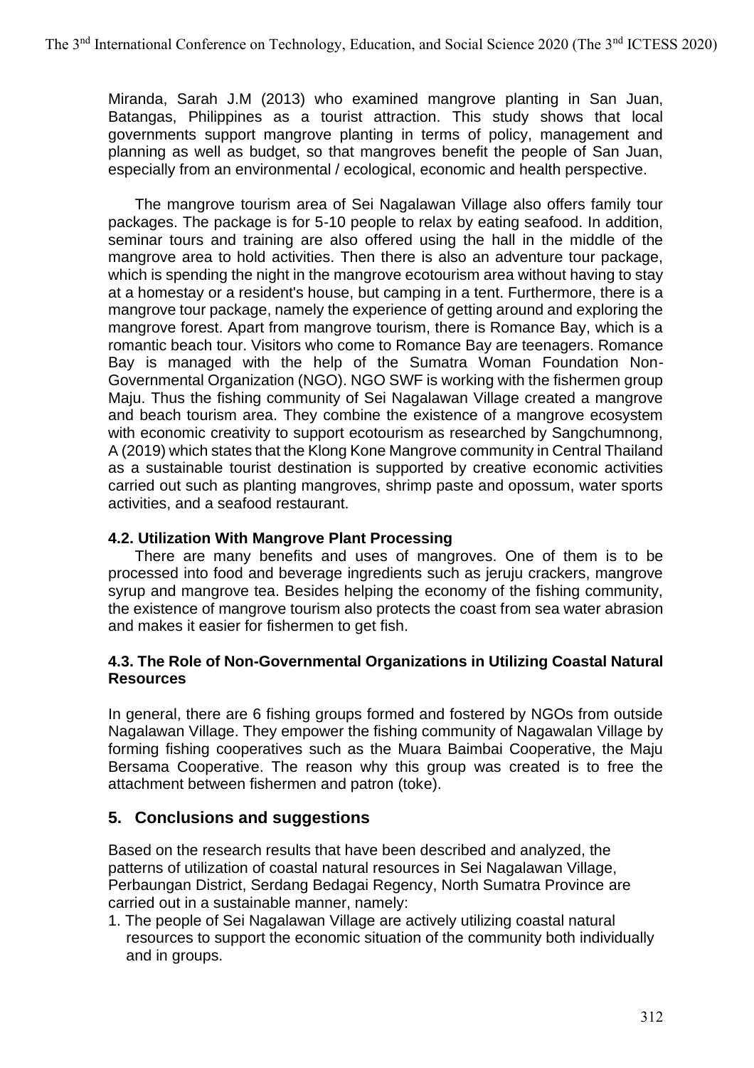Miranda, Sarah J.M (2013) who examined mangrove planting in San Juan, Batangas, Philippines as a tourist attraction. This study shows that local governments support mangrove planting in terms of policy, management and planning as well as budget, so that mangroves benefit the people of San Juan, especially from an environmental / ecological, economic and health perspective.

The mangrove tourism area of Sei Nagalawan Village also offers family tour packages. The package is for 5-10 people to relax by eating seafood. In addition, seminar tours and training are also offered using the hall in the middle of the mangrove area to hold activities. Then there is also an adventure tour package, which is spending the night in the mangrove ecotourism area without having to stay at a homestay or a resident's house, but camping in a tent. Furthermore, there is a mangrove tour package, namely the experience of getting around and exploring the mangrove forest. Apart from mangrove tourism, there is Romance Bay, which is a romantic beach tour. Visitors who come to Romance Bay are teenagers. Romance Bay is managed with the help of the Sumatra Woman Foundation Non-Governmental Organization (NGO). NGO SWF is working with the fishermen group Maju. Thus the fishing community of Sei Nagalawan Village created a mangrove and beach tourism area. They combine the existence of a mangrove ecosystem with economic creativity to support ecotourism as researched by Sangchumnong, A (2019) which states that the Klong Kone Mangrove community in Central Thailand as a sustainable tourist destination is supported by creative economic activities carried out such as planting mangroves, shrimp paste and opossum, water sports activities, and a seafood restaurant.

### 4.2. Utilization With Mangrove Plant Processing

There are many benefits and uses of mangroves. One of them is to be processed into food and beverage ingredients such as jeruju crackers, mangrove syrup and mangrove tea. Besides helping the economy of the fishing community, the existence of mangrove tourism also protects the coast from sea water abrasion and makes it easier for fishermen to get fish.

### 4.3. The Role of Non-Governmental Organizations in Utilizing Coastal Natural Resources

In general, there are 6 fishing groups formed and fostered by NGOs from outside Nagalawan Village. They empower the fishing community of Nagawalan Village by forming fishing cooperatives such as the Muara Baimbai Cooperative, the Maju Bersama Cooperative. The reason why this group was created is to free the attachment between fishermen and patron (toke).

## 5. Conclusions and suggestions

Based on the research results that have been described and analyzed, the patterns of utilization of coastal natural resources in Sei Nagalawan Village, Perbaungan District, Serdang Bedagai Regency, North Sumatra Province are carried out in a sustainable manner, namely:

1. The people of Sei Nagalawan Village are actively utilizing coastal natural resources to support the economic situation of the community both individually and in groups.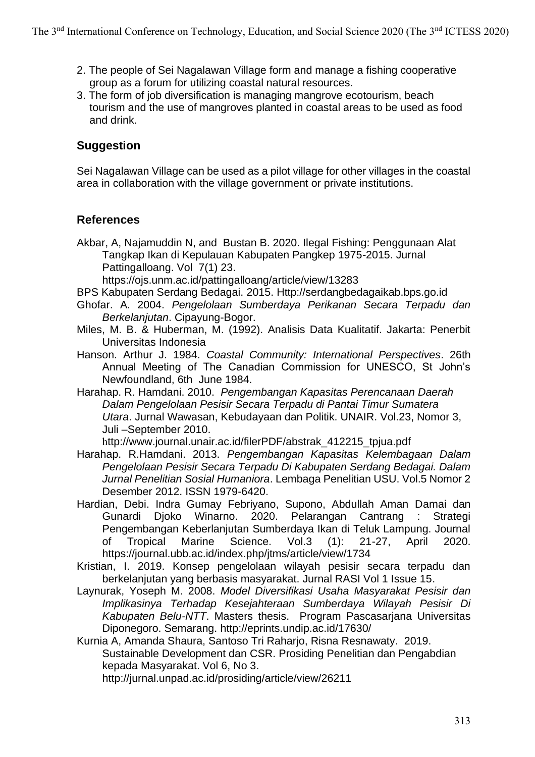2. The people of Sei Nagalawan Village form and manage a fishing cooperative group as a forum for utilizing coastal natural resources.
3. The form of job diversification is managing mangrove ecotourism, beach tourism and the use of mangroves planted in coastal areas to be used as food and drink.

## Suggestion

Sei Nagalawan Village can be used as a pilot village for other villages in the coastal area in collaboration with the village government or private institutions.

## References

Akbar, A, Najamuddin N, and Bustan B. 2020. Ilegal Fishing: Penggunaan Alat Tangkap Ikan di Kepulauan Kabupaten Pangkep 1975-2015. Jurnal Pattingalloang. Vol 7(1) 23. https://ojs.unm.ac.id/pattingalloang/article/view/13283

BPS Kabupaten Serdang Bedagai. 2015. Http://serdangbedagaikab.bps.go.id

Ghofar. A. 2004. *Pengelolaan Sumberdaya Perikanan Secara Terpadu dan Berkelanjutan*. Cipayung-Bogor.

Miles, M. B. & Huberman, M. (1992). Analisis Data Kualitatif. Jakarta: Penerbit Universitas Indonesia

Hanson. Arthur J. 1984. *Coastal Community: International Perspectives*. 26th Annual Meeting of The Canadian Commission for UNESCO, St John's Newfoundland, 6th June 1984.

Harahap. R. Hamdani. 2010. *Pengembangan Kapasitas Perencanaan Daerah Dalam Pengelolaan Pesisir Secara Terpadu di Pantai Timur Sumatera Utara*. Jurnal Wawasan, Kebudayaan dan Politik. UNAIR. Vol.23, Nomor 3, Juli –September 2010. http://www.journal.unair.ac.id/filerPDF/abstrak_412215_tpjua.pdf

Harahap. R.Hamdani. 2013. *Pengembangan Kapasitas Kelembagaan Dalam Pengelolaan Pesisir Secara Terpadu Di Kabupaten Serdang Bedagai. Dalam Jurnal Penelitian Sosial Humaniora*. Lembaga Penelitian USU. Vol.5 Nomor 2 Desember 2012. ISSN 1979-6420.

Hardian, Debi. Indra Gumay Febriyano, Supono, Abdullah Aman Damai dan Gunardi Djoko Winarno. 2020. Pelarangan Cantrang : Strategi Pengembangan Keberlanjutan Sumberdaya Ikan di Teluk Lampung. Journal of Tropical Marine Science. Vol.3 (1): 21-27, April 2020. https://journal.ubb.ac.id/index.php/jtms/article/view/1734

Kristian, I. 2019. Konsep pengelolaan wilayah pesisir secara terpadu dan berkelanjutan yang berbasis masyarakat. Jurnal RASI Vol 1 Issue 15.

Laynurak, Yoseph M. 2008. *Model Diversifikasi Usaha Masyarakat Pesisir dan Implikasinya Terhadap Kesejahteraan Sumberdaya Wilayah Pesisir Di Kabupaten Belu-NTT*. Masters thesis. Program Pascasarjana Universitas Diponegoro. Semarang. http://eprints.undip.ac.id/17630/

Kurnia A, Amanda Shaura, Santoso Tri Raharjo, Risna Resnawaty. 2019. Sustainable Development dan CSR. Prosiding Penelitian dan Pengabdian kepada Masyarakat. Vol 6, No 3. http://jurnal.unpad.ac.id/prosiding/article/view/26211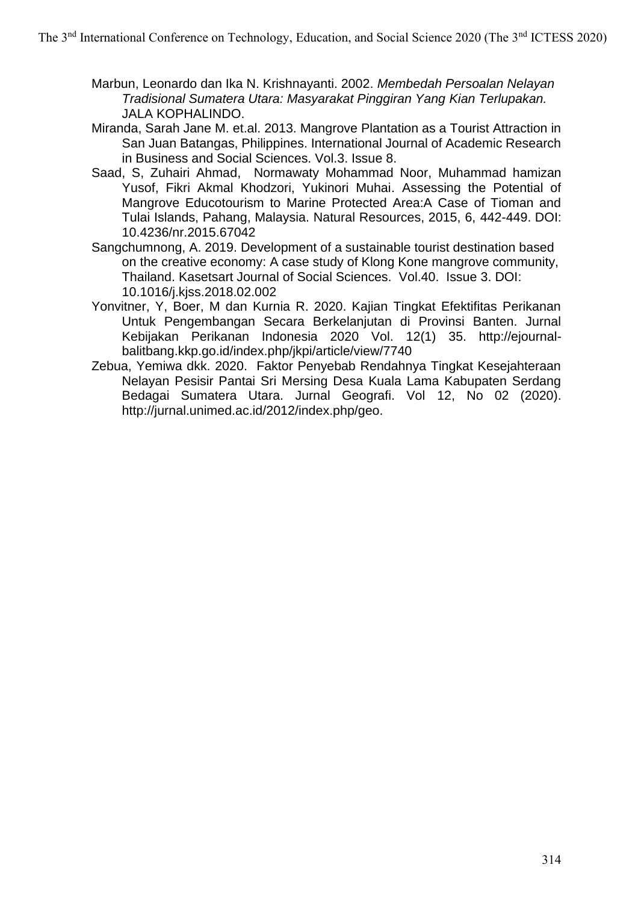Marbun, Leonardo dan Ika N. Krishnayanti. 2002. *Membedah Persoalan Nelayan Tradisional Sumatera Utara: Masyarakat Pinggiran Yang Kian Terlupakan.* JALA KOPHALINDO.

Miranda, Sarah Jane M. et.al. 2013. Mangrove Plantation as a Tourist Attraction in San Juan Batangas, Philippines. International Journal of Academic Research in Business and Social Sciences. Vol.3. Issue 8.

Saad, S, Zuhairi Ahmad, Normawaty Mohammad Noor, Muhammad hamizan Yusof, Fikri Akmal Khodzori, Yukinori Muhai. Assessing the Potential of Mangrove Educotourism to Marine Protected Area:A Case of Tioman and Tulai Islands, Pahang, Malaysia. Natural Resources, 2015, 6, 442-449. DOI: 10.4236/nr.2015.67042

Sangchumnong, A. 2019. Development of a sustainable tourist destination based on the creative economy: A case study of Klong Kone mangrove community, Thailand. Kasetsart Journal of Social Sciences. Vol.40. Issue 3. DOI: 10.1016/j.kjss.2018.02.002

Yonvitner, Y, Boer, M dan Kurnia R. 2020. Kajian Tingkat Efektifitas Perikanan Untuk Pengembangan Secara Berkelanjutan di Provinsi Banten. Jurnal Kebijakan Perikanan Indonesia 2020 Vol. 12(1) 35. http://ejournal-balitbang.kkp.go.id/index.php/jkpi/article/view/7740

Zebua, Yemiwa dkk. 2020. Faktor Penyebab Rendahnya Tingkat Kesejahteraan Nelayan Pesisir Pantai Sri Mersing Desa Kuala Lama Kabupaten Serdang Bedagai Sumatera Utara. Jurnal Geografi. Vol 12, No 02 (2020). http://jurnal.unimed.ac.id/2012/index.php/geo.